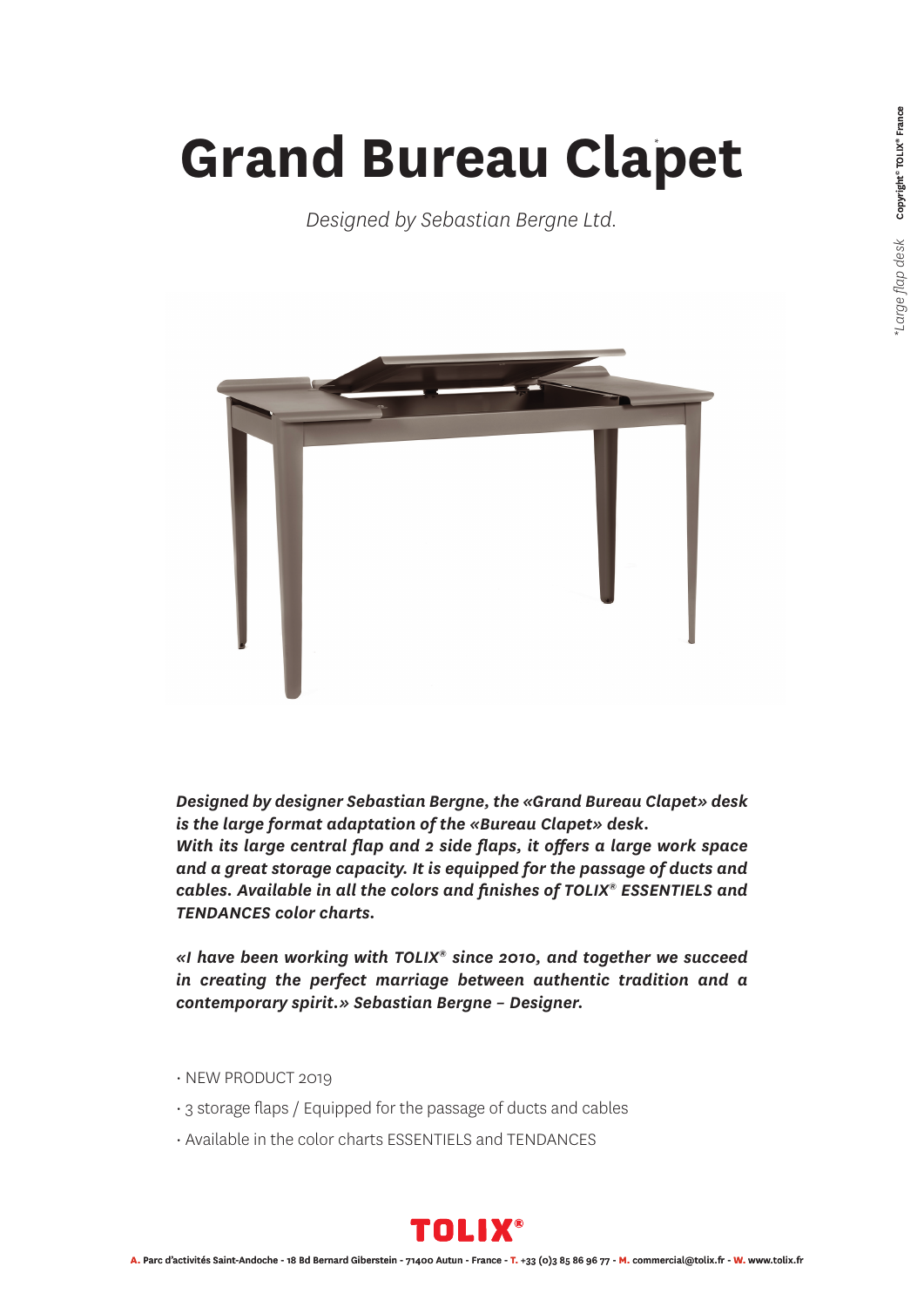# Grand Bureau Clapet*

*Designed by Sebastian Bergne Ltd.*

***Designed by designer Sebastian Bergne, the «Grand Bureau Clapet» desk is the large format adaptation of the «Bureau Clapet» desk.***
***With its large central flap and 2 side flaps, it offers a large work space and a great storage capacity. It is equipped for the passage of ducts and cables. Available in all the colors and finishes of TOLIX® ESSENTIELS and TENDANCES color charts.***

***«I have been working with TOLIX® since 2010, and together we succeed in creating the perfect marriage between authentic tradition and a contemporary spirit.» Sebastian Bergne – Designer.***

- NEW PRODUCT 2019
- 3 storage flaps / Equipped for the passage of ducts and cables
- Available in the color charts ESSENTIELS and TENDANCES

*Large flap desk

Copyright® TOLIX® France

TOLIX®

**A.** Parc d'activités Saint-Andoche - 18 Bd Bernard Giberstein - 71400 Autun - France - **T.** +33 (0)3 85 86 96 77 - **M.** commercial@tolix.fr - **W.** www.tolix.fr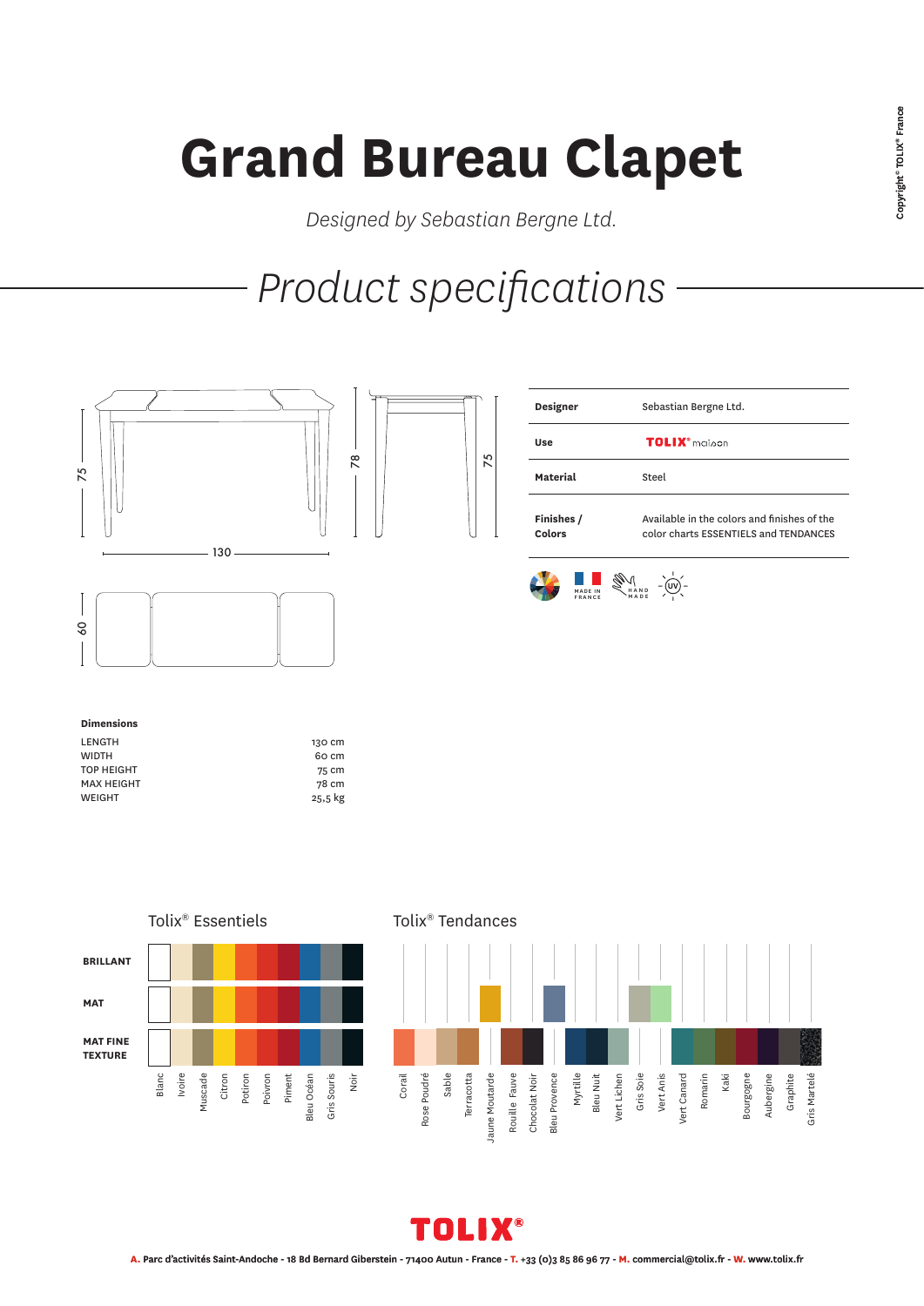# Grand Bureau Clapet

*Designed by Sebastian Bergne Ltd.*

## *Product specifications*

75

130

78

75

60

| | |
|---|---|
| **Designer** | Sebastian Bergne Ltd. |
| **Use** | TOLIX® maison |
| **Material** | Steel |
| **Finishes / Colors** | Available in the colors and finishes of the color charts ESSENTIELS and TENDANCES |

MADE IN FRANCE

HAND MADE

UV

**Dimensions**

| | |
|---|---|
| LENGTH | 130 cm |
| WIDTH | 60 cm |
| TOP HEIGHT | 75 cm |
| MAX HEIGHT | 78 cm |
| WEIGHT | 25,5 kg |

Tolix® Essentiels

BRILLANT

MAT

MAT FINE TEXTURE

Blanc, Ivoire, Muscade, Citron, Potiron, Poivron, Piment, Bleu Océan, Gris Souris, Noir

Tolix® Tendances

Corail, Rose Poudré, Sable, Terracotta, Jaune Moutarde, Rouille Fauve, Chocolat Noir, Bleu Provence, Myrtille, Bleu Nuit, Vert Lichen, Gris Soie, Vert Anis, Vert Canard, Romarin, Kaki, Bourgogne, Aubergine, Graphite, Gris Martelé

TOLIX®

**A.** Parc d'activités Saint-Andoche - 18 Bd Bernard Giberstein - 71400 Autun - France - **T.** +33 (0)3 85 86 96 77 - **M.** commercial@tolix.fr - **W.** www.tolix.fr